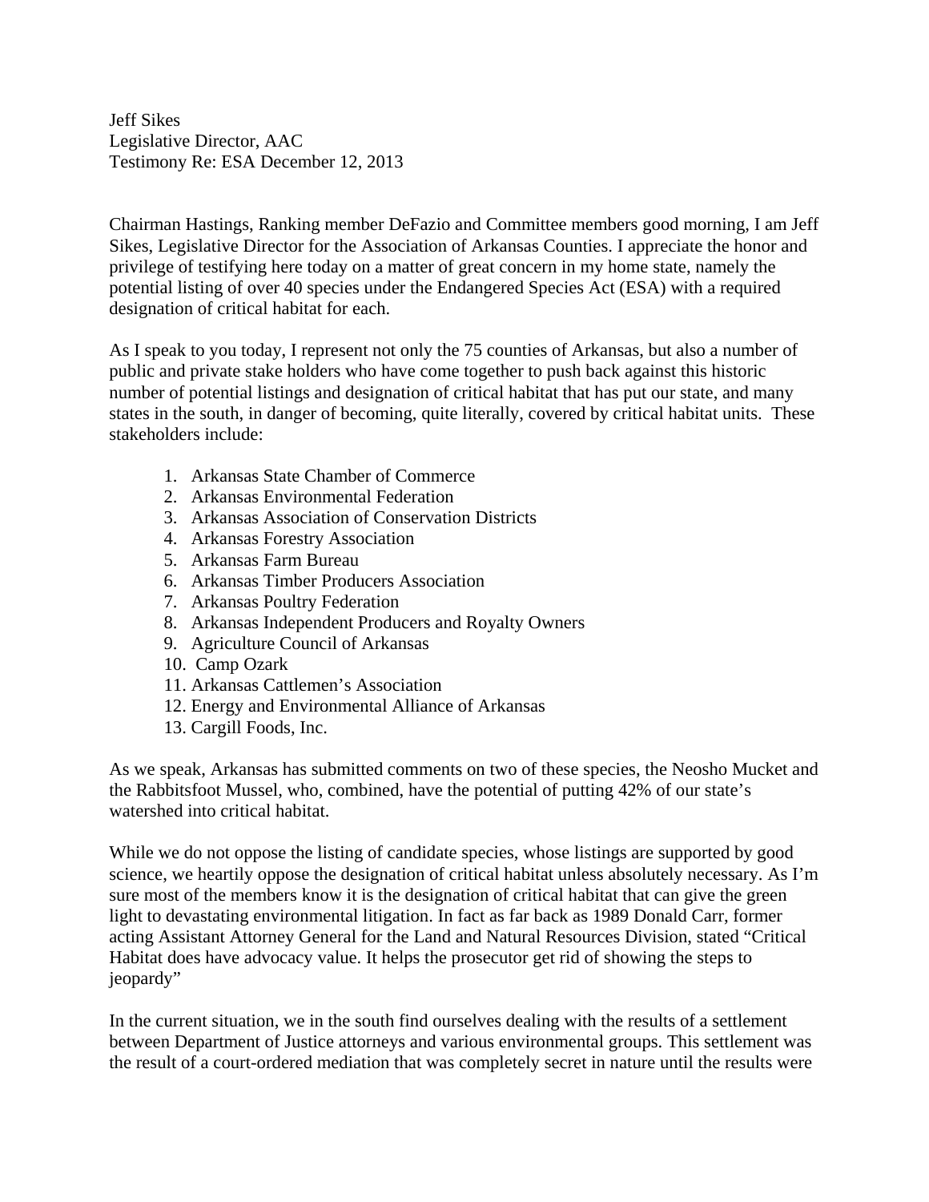Jeff Sikes
Legislative Director, AAC
Testimony Re: ESA December 12, 2013

Chairman Hastings, Ranking member DeFazio and Committee members good morning, I am Jeff Sikes, Legislative Director for the Association of Arkansas Counties. I appreciate the honor and privilege of testifying here today on a matter of great concern in my home state, namely the potential listing of over 40 species under the Endangered Species Act (ESA) with a required designation of critical habitat for each.

As I speak to you today, I represent not only the 75 counties of Arkansas, but also a number of public and private stake holders who have come together to push back against this historic number of potential listings and designation of critical habitat that has put our state, and many states in the south, in danger of becoming, quite literally, covered by critical habitat units. These stakeholders include:

1. Arkansas State Chamber of Commerce
2. Arkansas Environmental Federation
3. Arkansas Association of Conservation Districts
4. Arkansas Forestry Association
5. Arkansas Farm Bureau
6. Arkansas Timber Producers Association
7. Arkansas Poultry Federation
8. Arkansas Independent Producers and Royalty Owners
9. Agriculture Council of Arkansas
10. Camp Ozark
11. Arkansas Cattlemen's Association
12. Energy and Environmental Alliance of Arkansas
13. Cargill Foods, Inc.

As we speak, Arkansas has submitted comments on two of these species, the Neosho Mucket and the Rabbitsfoot Mussel, who, combined, have the potential of putting 42% of our state's watershed into critical habitat.

While we do not oppose the listing of candidate species, whose listings are supported by good science, we heartily oppose the designation of critical habitat unless absolutely necessary. As I'm sure most of the members know it is the designation of critical habitat that can give the green light to devastating environmental litigation. In fact as far back as 1989 Donald Carr, former acting Assistant Attorney General for the Land and Natural Resources Division, stated "Critical Habitat does have advocacy value. It helps the prosecutor get rid of showing the steps to jeopardy"

In the current situation, we in the south find ourselves dealing with the results of a settlement between Department of Justice attorneys and various environmental groups. This settlement was the result of a court-ordered mediation that was completely secret in nature until the results were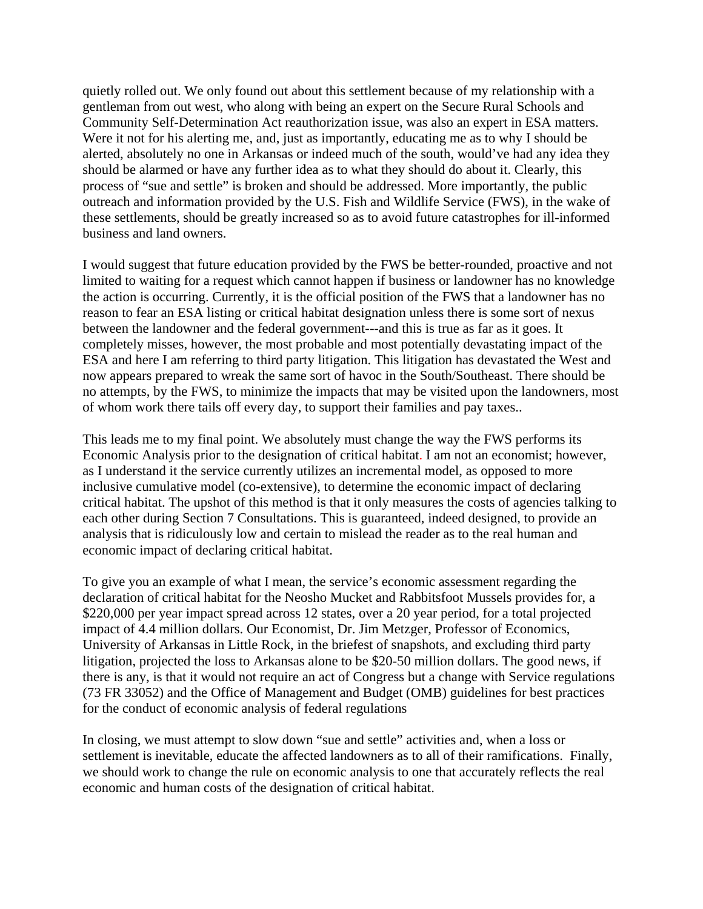quietly rolled out. We only found out about this settlement because of my relationship with a gentleman from out west, who along with being an expert on the Secure Rural Schools and Community Self-Determination Act reauthorization issue, was also an expert in ESA matters. Were it not for his alerting me, and, just as importantly, educating me as to why I should be alerted, absolutely no one in Arkansas or indeed much of the south, would've had any idea they should be alarmed or have any further idea as to what they should do about it. Clearly, this process of "sue and settle" is broken and should be addressed. More importantly, the public outreach and information provided by the U.S. Fish and Wildlife Service (FWS), in the wake of these settlements, should be greatly increased so as to avoid future catastrophes for ill-informed business and land owners.

I would suggest that future education provided by the FWS be better-rounded, proactive and not limited to waiting for a request which cannot happen if business or landowner has no knowledge the action is occurring. Currently, it is the official position of the FWS that a landowner has no reason to fear an ESA listing or critical habitat designation unless there is some sort of nexus between the landowner and the federal government---and this is true as far as it goes. It completely misses, however, the most probable and most potentially devastating impact of the ESA and here I am referring to third party litigation. This litigation has devastated the West and now appears prepared to wreak the same sort of havoc in the South/Southeast. There should be no attempts, by the FWS, to minimize the impacts that may be visited upon the landowners, most of whom work there tails off every day, to support their families and pay taxes..

This leads me to my final point. We absolutely must change the way the FWS performs its Economic Analysis prior to the designation of critical habitat. I am not an economist; however, as I understand it the service currently utilizes an incremental model, as opposed to more inclusive cumulative model (co-extensive), to determine the economic impact of declaring critical habitat. The upshot of this method is that it only measures the costs of agencies talking to each other during Section 7 Consultations. This is guaranteed, indeed designed, to provide an analysis that is ridiculously low and certain to mislead the reader as to the real human and economic impact of declaring critical habitat.

To give you an example of what I mean, the service's economic assessment regarding the declaration of critical habitat for the Neosho Mucket and Rabbitsfoot Mussels provides for, a $220,000 per year impact spread across 12 states, over a 20 year period, for a total projected impact of 4.4 million dollars. Our Economist, Dr. Jim Metzger, Professor of Economics, University of Arkansas in Little Rock, in the briefest of snapshots, and excluding third party litigation, projected the loss to Arkansas alone to be $20-50 million dollars. The good news, if there is any, is that it would not require an act of Congress but a change with Service regulations (73 FR 33052) and the Office of Management and Budget (OMB) guidelines for best practices for the conduct of economic analysis of federal regulations

In closing, we must attempt to slow down "sue and settle" activities and, when a loss or settlement is inevitable, educate the affected landowners as to all of their ramifications. Finally, we should work to change the rule on economic analysis to one that accurately reflects the real economic and human costs of the designation of critical habitat.